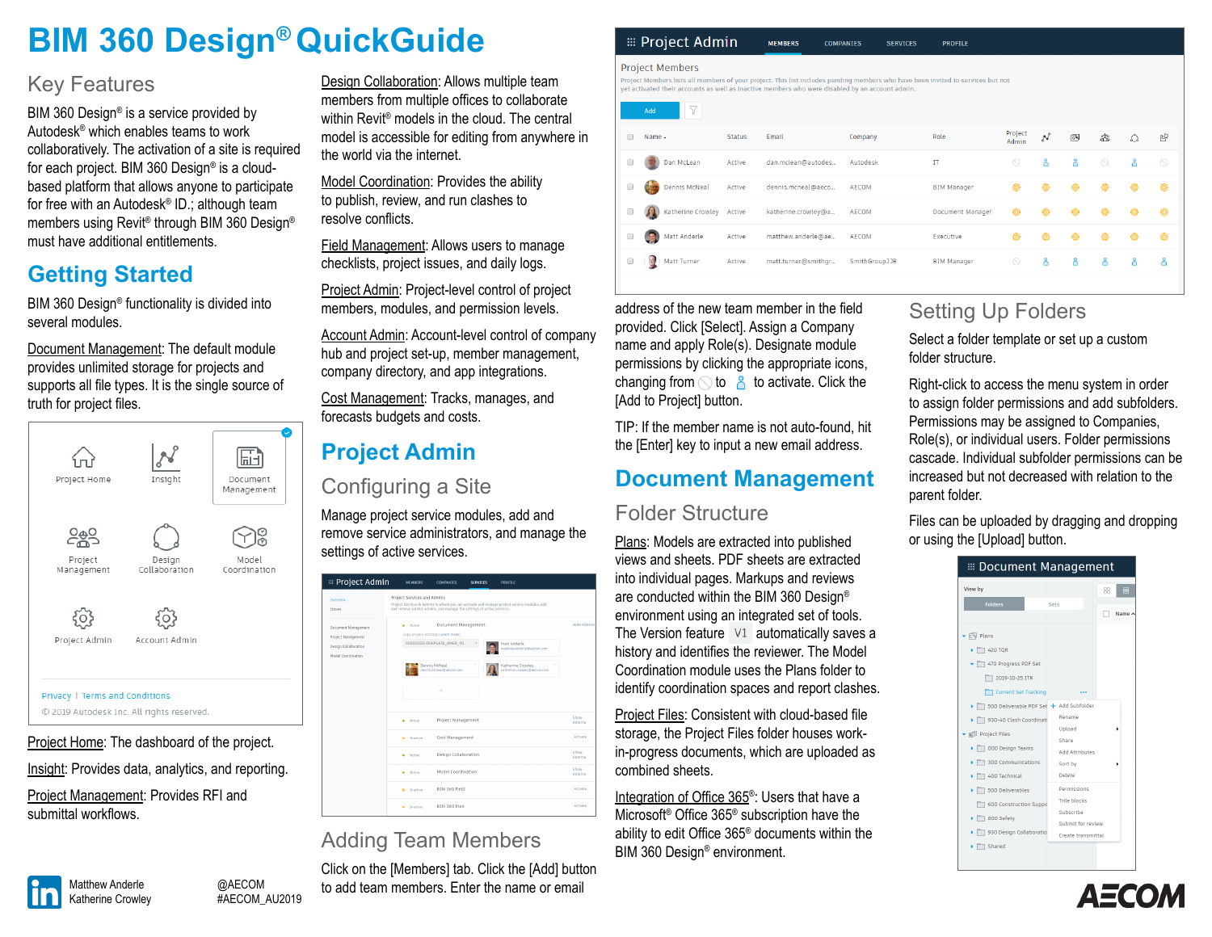# BIM 360 Design® QuickGuide

## Key Features

BIM 360 Design® is a service provided by Autodesk® which enables teams to work collaboratively. The activation of a site is required for each project. BIM 360 Design® is a cloud-based platform that allows anyone to participate for free with an Autodesk® ID.; although team members using Revit® through BIM 360 Design® must have additional entitlements.

## Getting Started

BIM 360 Design® functionality is divided into several modules.

Document Management: The default module provides unlimited storage for projects and supports all file types. It is the single source of truth for project files.

Project Home: The dashboard of the project.

Insight: Provides data, analytics, and reporting.

Project Management: Provides RFI and submittal workflows.

Design Collaboration: Allows multiple team members from multiple offices to collaborate within Revit® models in the cloud. The central model is accessible for editing from anywhere in the world via the internet.

Model Coordination: Provides the ability to publish, review, and run clashes to resolve conflicts.

Field Management: Allows users to manage checklists, project issues, and daily logs.

Project Admin: Project-level control of project members, modules, and permission levels.

Account Admin: Account-level control of company hub and project set-up, member management, company directory, and app integrations.

Cost Management: Tracks, manages, and forecasts budgets and costs.

## Project Admin

### Configuring a Site

Manage project service modules, add and remove service administrators, and manage the settings of active services.

### Adding Team Members

Click on the [Members] tab. Click the [Add] button to add team members. Enter the name or email address of the new team member in the field provided. Click [Select]. Assign a Company name and apply Role(s). Designate module permissions by clicking the appropriate icons, changing from ⃠ to 👤 to activate. Click the [Add to Project] button.

TIP: If the member name is not auto-found, hit the [Enter] key to input a new email address.

## Document Management

### Folder Structure

Plans: Models are extracted into published views and sheets. PDF sheets are extracted into individual pages. Markups and reviews are conducted within the BIM 360 Design® environment using an integrated set of tools. The Version feature V1 automatically saves a history and identifies the reviewer. The Model Coordination module uses the Plans folder to identify coordination spaces and report clashes.

Project Files: Consistent with cloud-based file storage, the Project Files folder houses work-in-progress documents, which are uploaded as combined sheets.

Integration of Office 365®: Users that have a Microsoft® Office 365® subscription have the ability to edit Office 365® documents within the BIM 360 Design® environment.

### Setting Up Folders

Select a folder template or set up a custom folder structure.

Right-click to access the menu system in order to assign folder permissions and add subfolders. Permissions may be assigned to Companies, Role(s), or individual users. Folder permissions cascade. Individual subfolder permissions can be increased but not decreased with relation to the parent folder.

Files can be uploaded by dragging and dropping or using the [Upload] button.

Matthew Anderle
Katherine Crowley

@AECOM
#AECOM_AU2019

AECOM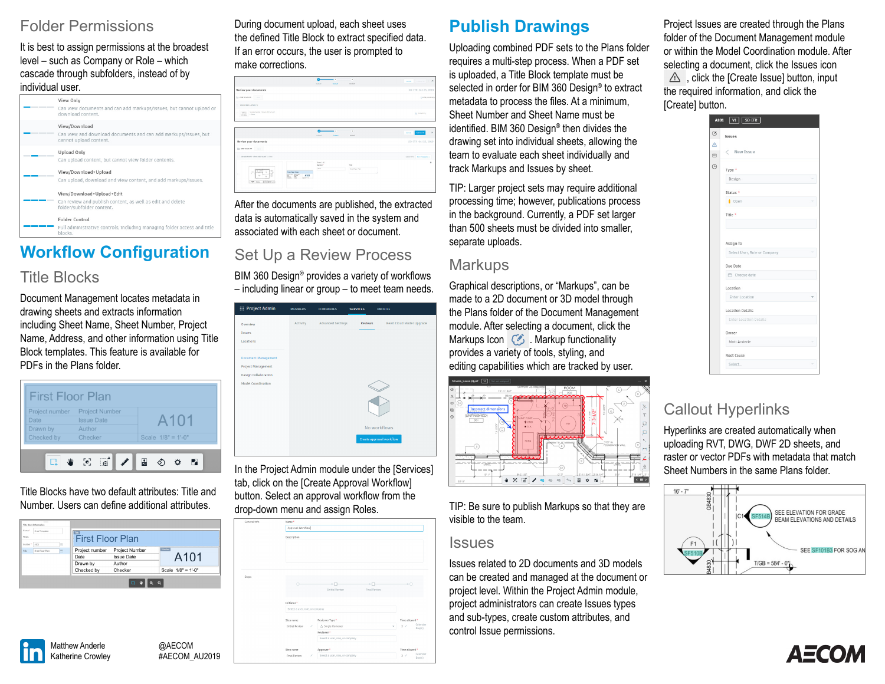## Folder Permissions

It is best to assign permissions at the broadest level – such as Company or Role – which cascade through subfolders, instead of by individual user.

View Only
Can view documents and can add markups/issues, but cannot upload or download content.

View/Download
Can view and download documents and can add markups/issues, but cannot upload content.

Upload Only
Can upload content, but cannot view folder contents.

View/Download+Upload
Can upload, download and view content, and add markups/issues.

View/Download+Upload+Edit
Can review and publish content, as well as edit and delete folder/subfolder content.

Folder Control
Full administrative controls, including managing folder access and title blocks.

# Workflow Configuration

## Title Blocks

Document Management locates metadata in drawing sheets and extracts information including Sheet Name, Sheet Number, Project Name, Address, and other information using Title Block templates. This feature is available for PDFs in the Plans folder.

First Floor Plan

| | | |
|---|---|---|
| Project number | Project Number | A101 |
| Date | Issue Date | |
| Drawn by | Author | |
| Checked by | Checker | Scale 1/8" = 1'-0" |

Title Blocks have two default attributes: Title and Number. Users can define additional attributes.

During document upload, each sheet uses the defined Title Block to extract specified data. If an error occurs, the user is prompted to make corrections.

After the documents are published, the extracted data is automatically saved in the system and associated with each sheet or document.

## Set Up a Review Process

BIM 360 Design® provides a variety of workflows – including linear or group – to meet team needs.

In the Project Admin module under the [Services] tab, click on the [Create Approval Workflow] button. Select an approval workflow from the drop-down menu and assign Roles.

# Publish Drawings

Uploading combined PDF sets to the Plans folder requires a multi-step process. When a PDF set is uploaded, a Title Block template must be selected in order for BIM 360 Design® to extract metadata to process the files. At a minimum, Sheet Number and Sheet Name must be identified. BIM 360 Design® then divides the drawing set into individual sheets, allowing the team to evaluate each sheet individually and track Markups and Issues by sheet.

TIP: Larger project sets may require additional processing time; however, publications process in the background. Currently, a PDF set larger than 500 sheets must be divided into smaller, separate uploads.

## Markups

Graphical descriptions, or "Markups", can be made to a 2D document or 3D model through the Plans folder of the Document Management module. After selecting a document, click the Markups Icon. Markup functionality provides a variety of tools, styling, and editing capabilities which are tracked by user.

TIP: Be sure to publish Markups so that they are visible to the team.

## Issues

Issues related to 2D documents and 3D models can be created and managed at the document or project level. Within the Project Admin module, project administrators can create Issues types and sub-types, create custom attributes, and control Issue permissions.

Project Issues are created through the Plans folder of Document Management module or within the Model Coordination module. After selecting a document, click the Issues icon, click the [Create Issue] button, input the required information, and click the [Create] button.

## Callout Hyperlinks

Hyperlinks are created automatically when uploading RVT, DWG, DWF 2D sheets, and raster or vector PDFs with metadata that match Sheet Numbers in the same Plans folder.

Matthew Anderle
Katherine Crowley

@AECOM
#AECOM_AU2019

AECOM